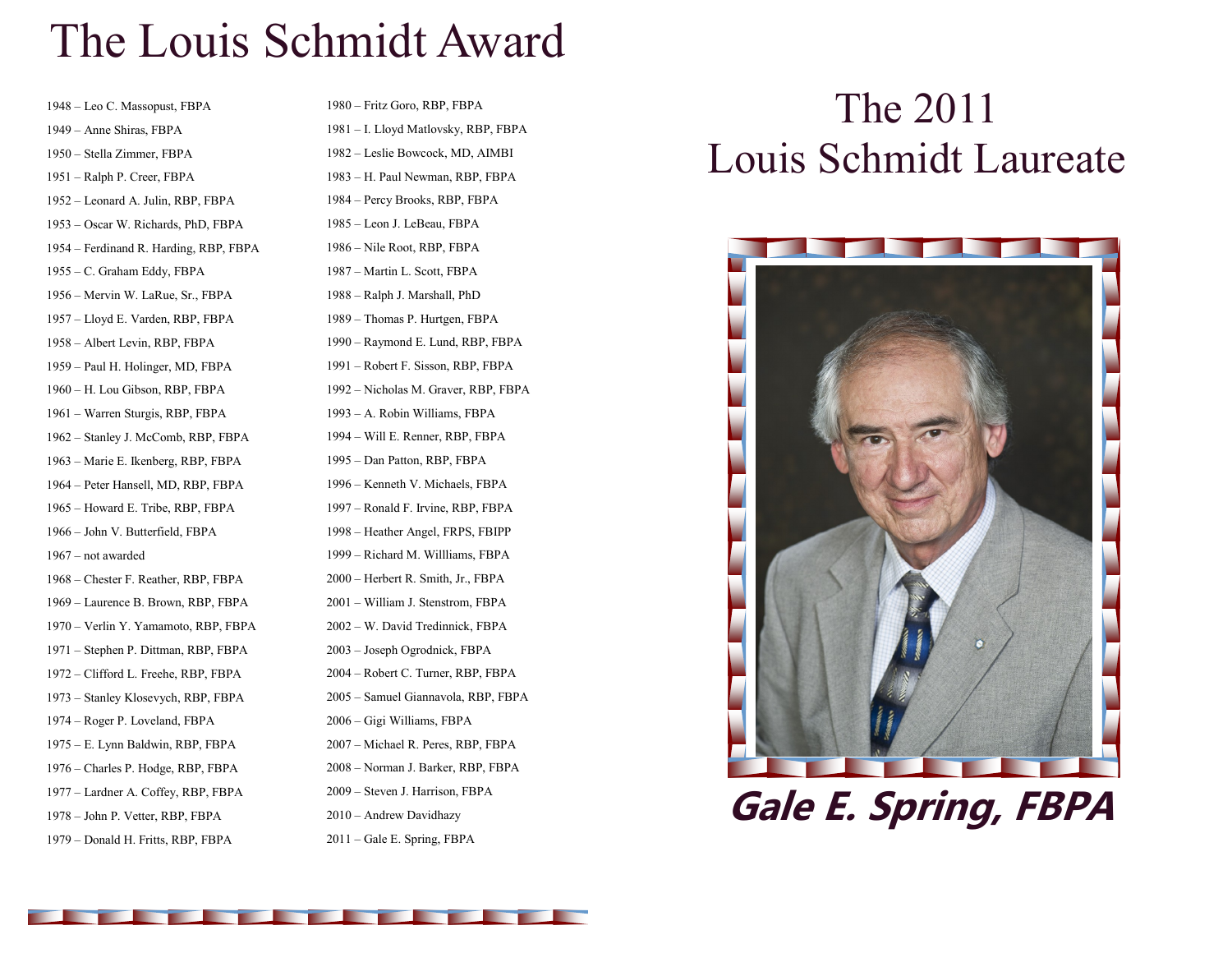# The Louis Schmidt Award

1948 – Leo C. Massopust, FBPA

1949 – Anne Shiras, FBPA

1950 – Stella Zimmer, FBPA

1951 – Ralph P. Creer, FBPA

1952 – Leonard A. Julin, RBP, FBPA

1953 – Oscar W. Richards, PhD, FBPA

1954 – Ferdinand R. Harding, RBP, FBPA

1955 – C. Graham Eddy, FBPA

1956 – Mervin W. LaRue, Sr., FBPA

1957 – Lloyd E. Varden, RBP, FBPA

1958 – Albert Levin, RBP, FBPA

1959 – Paul H. Holinger, MD, FBPA

1960 – H. Lou Gibson, RBP, FBPA

1961 – Warren Sturgis, RBP, FBPA

1962 – Stanley J. McComb, RBP, FBPA

1963 – Marie E. Ikenberg, RBP, FBPA

1964 – Peter Hansell, MD, RBP, FBPA

1965 – Howard E. Tribe, RBP, FBPA

1966 – John V. Butterfield, FBPA

1967 – not awarded

1968 – Chester F. Reather, RBP, FBPA

1969 – Laurence B. Brown, RBP, FBPA

1970 – Verlin Y. Yamamoto, RBP, FBPA

1971 – Stephen P. Dittman, RBP, FBPA

1972 – Clifford L. Freehe, RBP, FBPA

1973 – Stanley Klosevych, RBP, FBPA

1974 – Roger P. Loveland, FBPA

1975 – E. Lynn Baldwin, RBP, FBPA

1976 – Charles P. Hodge, RBP, FBPA

1977 – Lardner A. Coffey, RBP, FBPA

1978 – John P. Vetter, RBP, FBPA

1979 – Donald H. Fritts, RBP, FBPA

1980 – Fritz Goro, RBP, FBPA

1981 – I. Lloyd Matlovsky, RBP, FBPA

1982 – Leslie Bowcock, MD, AIMBI

1983 – H. Paul Newman, RBP, FBPA

1984 – Percy Brooks, RBP, FBPA

1985 – Leon J. LeBeau, FBPA

1986 – Nile Root, RBP, FBPA

1987 – Martin L. Scott, FBPA

1988 – Ralph J. Marshall, PhD

1989 – Thomas P. Hurtgen, FBPA

1990 – Raymond E. Lund, RBP, FBPA

1991 – Robert F. Sisson, RBP, FBPA

1992 – Nicholas M. Graver, RBP, FBPA

1993 – A. Robin Williams, FBPA

1994 – Will E. Renner, RBP, FBPA

1995 – Dan Patton, RBP, FBPA

1996 – Kenneth V. Michaels, FBPA

1997 – Ronald F. Irvine, RBP, FBPA

1998 – Heather Angel, FRPS, FBIPP

1999 – Richard M. Willliams, FBPA

2000 – Herbert R. Smith, Jr., FBPA

2001 – William J. Stenstrom, FBPA

2002 – W. David Tredinnick, FBPA

2003 – Joseph Ogrodnick, FBPA

2004 – Robert C. Turner, RBP, FBPA

2005 – Samuel Giannavola, RBP, FBPA

2006 – Gigi Williams, FBPA

2007 – Michael R. Peres, RBP, FBPA

2008 – Norman J. Barker, RBP, FBPA

2009 – Steven J. Harrison, FBPA

2010 – Andrew Davidhazy

2011 – Gale E. Spring, FBPA

# The 2011 Louis Schmidt Laureate

**Gale E. Spring, FBPA**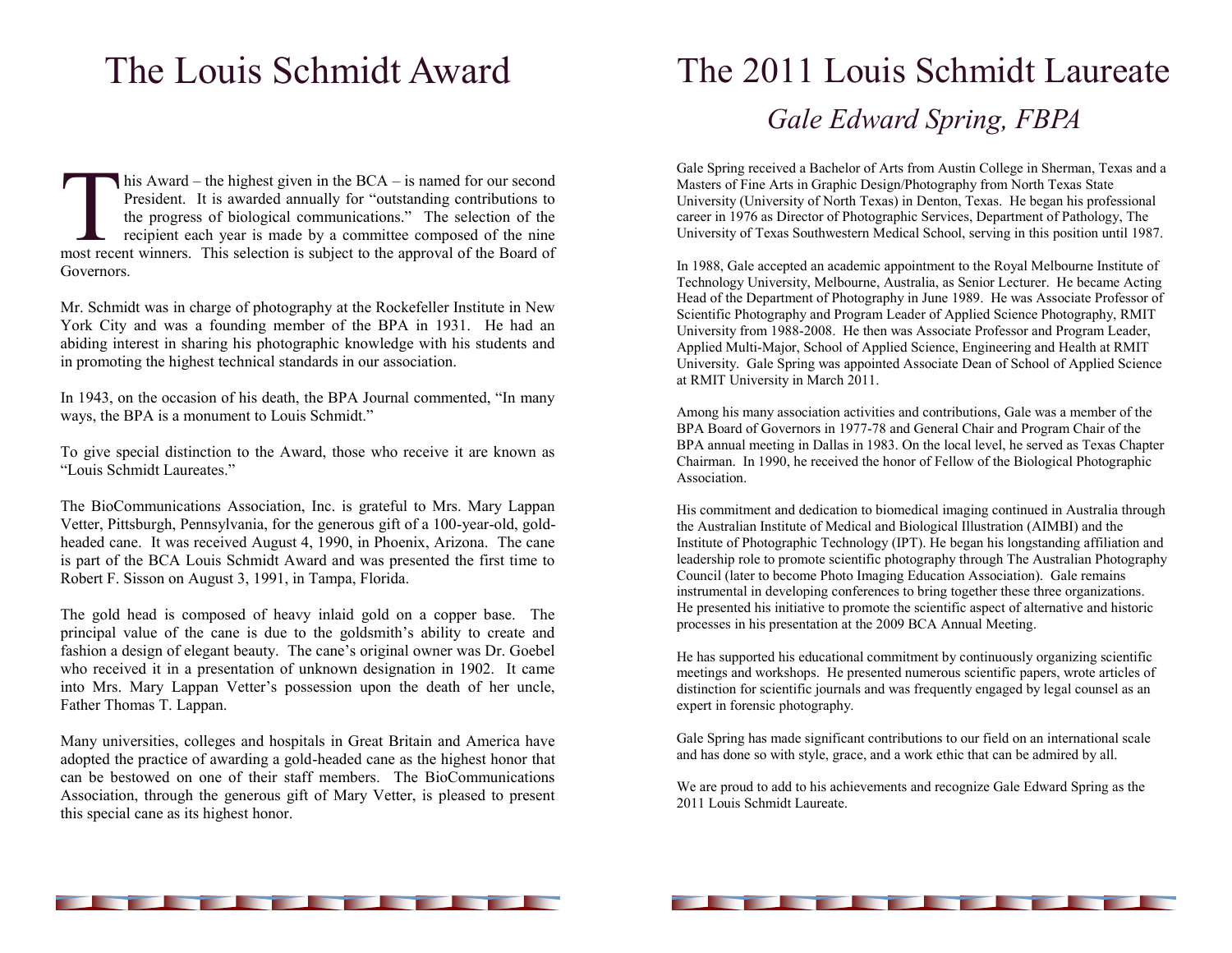# The Louis Schmidt Award

This Award – the highest given in the BCA – is named for our second President. It is awarded annually for "outstanding contributions to the progress of biological communications." The selection of the recipient each year is made by a committee composed of the nine most recent winners. This selection is subject to the approval of the Board of Governors.

Mr. Schmidt was in charge of photography at the Rockefeller Institute in New York City and was a founding member of the BPA in 1931. He had an abiding interest in sharing his photographic knowledge with his students and in promoting the highest technical standards in our association.

In 1943, on the occasion of his death, the BPA Journal commented, "In many ways, the BPA is a monument to Louis Schmidt."

To give special distinction to the Award, those who receive it are known as "Louis Schmidt Laureates."

The BioCommunications Association, Inc. is grateful to Mrs. Mary Lappan Vetter, Pittsburgh, Pennsylvania, for the generous gift of a 100-year-old, gold-headed cane. It was received August 4, 1990, in Phoenix, Arizona. The cane is part of the BCA Louis Schmidt Award and was presented the first time to Robert F. Sisson on August 3, 1991, in Tampa, Florida.

The gold head is composed of heavy inlaid gold on a copper base. The principal value of the cane is due to the goldsmith's ability to create and fashion a design of elegant beauty. The cane's original owner was Dr. Goebel who received it in a presentation of unknown designation in 1902. It came into Mrs. Mary Lappan Vetter's possession upon the death of her uncle, Father Thomas T. Lappan.

Many universities, colleges and hospitals in Great Britain and America have adopted the practice of awarding a gold-headed cane as the highest honor that can be bestowed on one of their staff members. The BioCommunications Association, through the generous gift of Mary Vetter, is pleased to present this special cane as its highest honor.

# The 2011 Louis Schmidt Laureate

## *Gale Edward Spring, FBPA*

Gale Spring received a Bachelor of Arts from Austin College in Sherman, Texas and a Masters of Fine Arts in Graphic Design/Photography from North Texas State University (University of North Texas) in Denton, Texas. He began his professional career in 1976 as Director of Photographic Services, Department of Pathology, The University of Texas Southwestern Medical School, serving in this position until 1987.

In 1988, Gale accepted an academic appointment to the Royal Melbourne Institute of Technology University, Melbourne, Australia, as Senior Lecturer. He became Acting Head of the Department of Photography in June 1989. He was Associate Professor of Scientific Photography and Program Leader of Applied Science Photography, RMIT University from 1988-2008. He then was Associate Professor and Program Leader, Applied Multi-Major, School of Applied Science, Engineering and Health at RMIT University. Gale Spring was appointed Associate Dean of School of Applied Science at RMIT University in March 2011.

Among his many association activities and contributions, Gale was a member of the BPA Board of Governors in 1977-78 and General Chair and Program Chair of the BPA annual meeting in Dallas in 1983. On the local level, he served as Texas Chapter Chairman. In 1990, he received the honor of Fellow of the Biological Photographic Association.

His commitment and dedication to biomedical imaging continued in Australia through the Australian Institute of Medical and Biological Illustration (AIMBI) and the Institute of Photographic Technology (IPT). He began his longstanding affiliation and leadership role to promote scientific photography through The Australian Photography Council (later to become Photo Imaging Education Association). Gale remains instrumental in developing conferences to bring together these three organizations. He presented his initiative to promote the scientific aspect of alternative and historic processes in his presentation at the 2009 BCA Annual Meeting.

He has supported his educational commitment by continuously organizing scientific meetings and workshops. He presented numerous scientific papers, wrote articles of distinction for scientific journals and was frequently engaged by legal counsel as an expert in forensic photography.

Gale Spring has made significant contributions to our field on an international scale and has done so with style, grace, and a work ethic that can be admired by all.

We are proud to add to his achievements and recognize Gale Edward Spring as the 2011 Louis Schmidt Laureate.